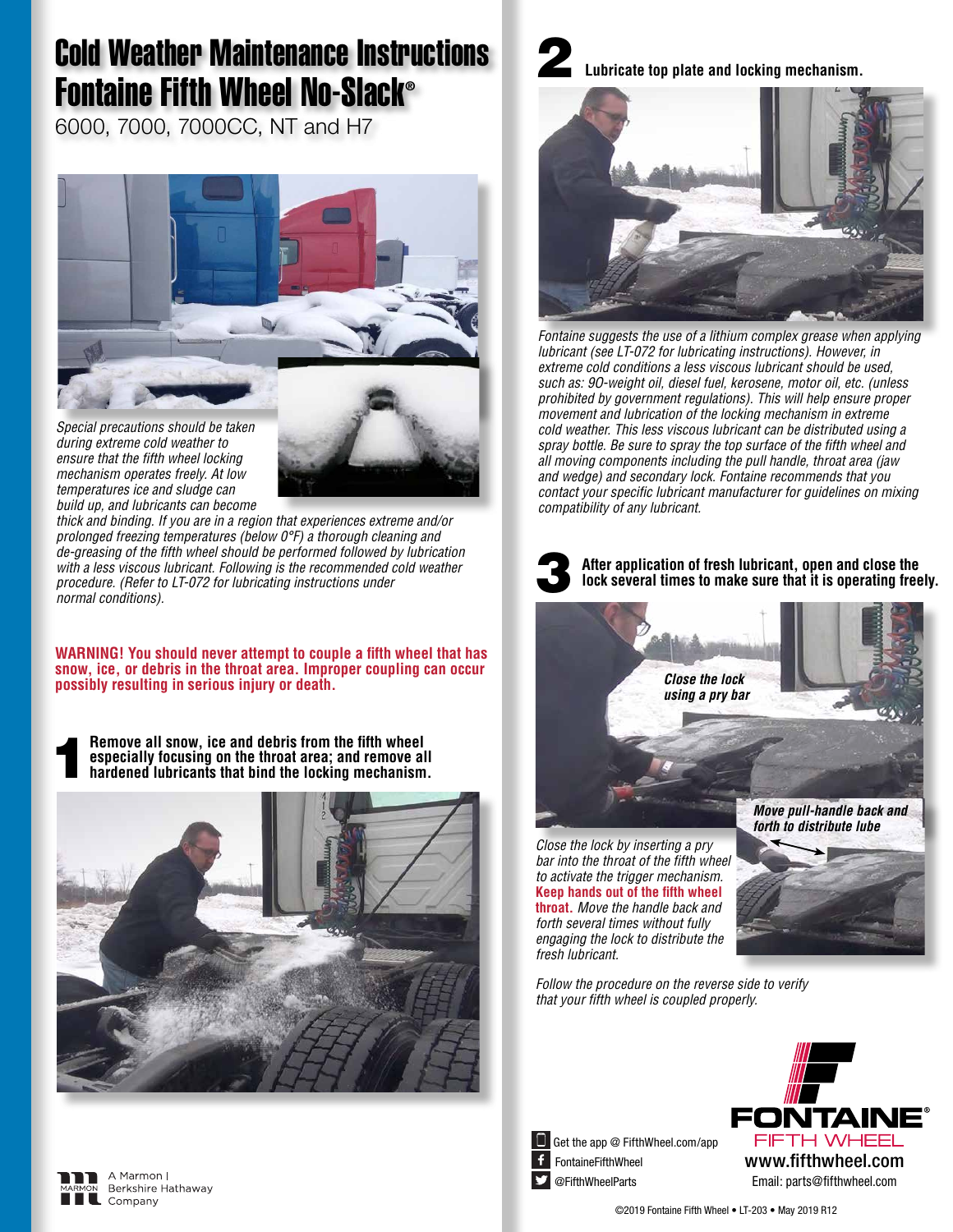# Cold Weather Maintenance Instructions Fontaine Fifth Wheel No-Slack®

6000, 7000, 7000CC, NT and H7

*Special precautions should be taken during extreme cold weather to ensure that the fifth wheel locking mechanism operates freely. At low temperatures ice and sludge can build up, and lubricants can become thick and binding. If you are in a region that experiences extreme and/or prolonged freezing temperatures (below 0°F) a thorough cleaning and de-greasing of the fifth wheel should be performed followed by lubrication with a less viscous lubricant. Following is the recommended cold weather procedure. (Refer to LT-072 for lubricating instructions under normal conditions).*

**WARNING! You should never attempt to couple a fifth wheel that has snow, ice, or debris in the throat area. Improper coupling can occur possibly resulting in serious injury or death.**

## 1 Remove all snow, ice and debris from the fifth wheel especially focusing on the throat area; and remove all hardened lubricants that bind the locking mechanism.

## 2 Lubricate top plate and locking mechanism.

*Fontaine suggests the use of a lithium complex grease when applying lubricant (see LT-072 for lubricating instructions). However, in extreme cold conditions a less viscous lubricant should be used, such as: 90-weight oil, diesel fuel, kerosene, motor oil, etc. (unless prohibited by government regulations). This will help ensure proper movement and lubrication of the locking mechanism in extreme cold weather. This less viscous lubricant can be distributed using a spray bottle. Be sure to spray the top surface of the fifth wheel and all moving components including the pull handle, throat area (jaw and wedge) and secondary lock. Fontaine recommends that you contact your specific lubricant manufacturer for guidelines on mixing compatibility of any lubricant.*

## 3 After application of fresh lubricant, open and close the lock several times to make sure that it is operating freely.

***Close the lock using a pry bar***

***Move pull-handle back and forth to distribute lube***

*Close the lock by inserting a pry bar into the throat of the fifth wheel to activate the trigger mechanism.* **Keep hands out of the fifth wheel throat.** *Move the handle back and forth several times without fully engaging the lock to distribute the fresh lubricant.*

*Follow the procedure on the reverse side to verify that your fifth wheel is coupled properly.*

Get the app @ FifthWheel.com/app

FontaineFifthWheel

@FifthWheelParts

FONTAINE® FIFTH WHEEL

**www.fifthwheel.com**

Email: parts@fifthwheel.com

A Marmon | Berkshire Hathaway Company

©2019 Fontaine Fifth Wheel • LT-203 • May 2019 R12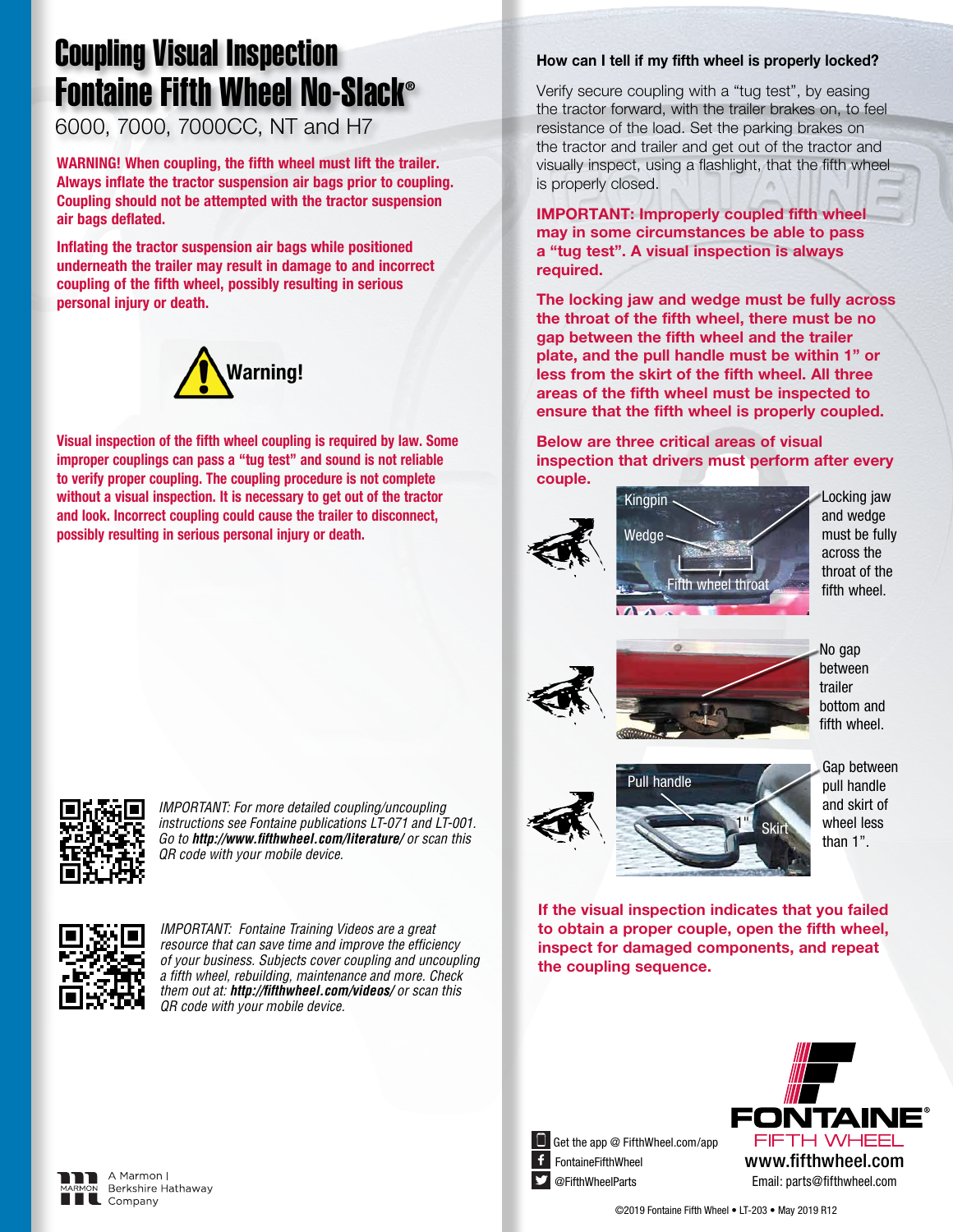# Coupling Visual Inspection
# Fontaine Fifth Wheel No-Slack®

6000, 7000, 7000CC, NT and H7

**WARNING! When coupling, the fifth wheel must lift the trailer. Always inflate the tractor suspension air bags prior to coupling. Coupling should not be attempted with the tractor suspension air bags deflated.**

**Inflating the tractor suspension air bags while positioned underneath the trailer may result in damage to and incorrect coupling of the fifth wheel, possibly resulting in serious personal injury or death.**

**Warning!**

**Visual inspection of the fifth wheel coupling is required by law. Some improper couplings can pass a "tug test" and sound is not reliable to verify proper coupling. The coupling procedure is not complete without a visual inspection. It is necessary to get out of the tractor and look. Incorrect coupling could cause the trailer to disconnect, possibly resulting in serious personal injury or death.**

*IMPORTANT: For more detailed coupling/uncoupling instructions see Fontaine publications LT-071 and LT-001. Go to **http://www.fifthwheel.com/literature/** or scan this QR code with your mobile device.*

*IMPORTANT: Fontaine Training Videos are a great resource that can save time and improve the efficiency of your business. Subjects cover coupling and uncoupling a fifth wheel, rebuilding, maintenance and more. Check them out at: **http://fifthwheel.com/videos/** or scan this QR code with your mobile device.*

A Marmon | Berkshire Hathaway Company

### How can I tell if my fifth wheel is properly locked?

Verify secure coupling with a "tug test", by easing the tractor forward, with the trailer brakes on, to feel resistance of the load. Set the parking brakes on the tractor and trailer and get out of the tractor and visually inspect, using a flashlight, that the fifth wheel is properly closed.

**IMPORTANT: Improperly coupled fifth wheel may in some circumstances be able to pass a "tug test". A visual inspection is always required.**

**The locking jaw and wedge must be fully across the throat of the fifth wheel, there must be no gap between the fifth wheel and the trailer plate, and the pull handle must be within 1" or less from the skirt of the fifth wheel. All three areas of the fifth wheel must be inspected to ensure that the fifth wheel is properly coupled.**

**Below are three critical areas of visual inspection that drivers must perform after every couple.**

Kingpin
Wedge
Fifth wheel throat

Locking jaw and wedge must be fully across the throat of the fifth wheel.

No gap between trailer bottom and fifth wheel.

Pull handle
1"
Skirt

Gap between pull handle and skirt of wheel less than 1".

**If the visual inspection indicates that you failed to obtain a proper couple, open the fifth wheel, inspect for damaged components, and repeat the coupling sequence.**

Get the app @ FifthWheel.com/app
FontaineFifthWheel
@FifthWheelParts

FONTAINE® FIFTH WHEEL
www.fifthwheel.com
Email: parts@fifthwheel.com

©2019 Fontaine Fifth Wheel • LT-203 • May 2019 R12